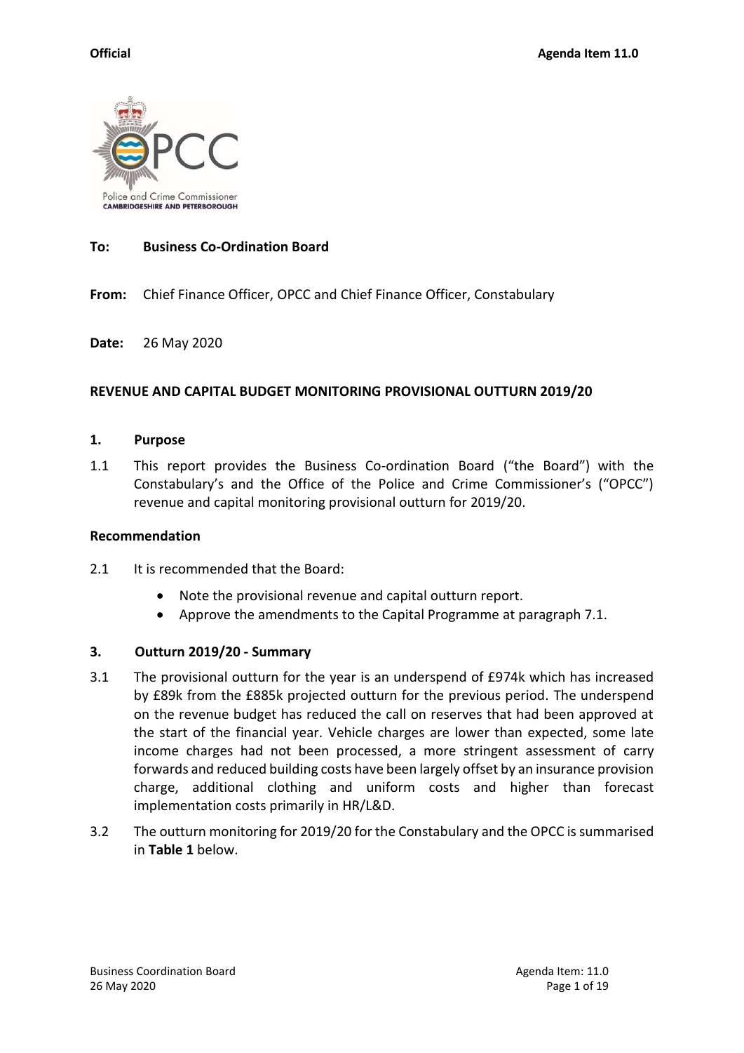**Official** **Agenda Item 11.0**

**To:** **Business Co-Ordination Board**

**From:** Chief Finance Officer, OPCC and Chief Finance Officer, Constabulary

**Date:** 26 May 2020

**REVENUE AND CAPITAL BUDGET MONITORING PROVISIONAL OUTTURN 2019/20**

## 1. Purpose

1.1 This report provides the Business Co-ordination Board ("the Board") with the Constabulary's and the Office of the Police and Crime Commissioner's ("OPCC") revenue and capital monitoring provisional outturn for 2019/20.

## Recommendation

2.1 It is recommended that the Board:

- Note the provisional revenue and capital outturn report.
- Approve the amendments to the Capital Programme at paragraph 7.1.

## 3. Outturn 2019/20 - Summary

3.1 The provisional outturn for the year is an underspend of £974k which has increased by £89k from the £885k projected outturn for the previous period. The underspend on the revenue budget has reduced the call on reserves that had been approved at the start of the financial year. Vehicle charges are lower than expected, some late income charges had not been processed, a more stringent assessment of carry forwards and reduced building costs have been largely offset by an insurance provision charge, additional clothing and uniform costs and higher than forecast implementation costs primarily in HR/L&D.

3.2 The outturn monitoring for 2019/20 for the Constabulary and the OPCC is summarised in **Table 1** below.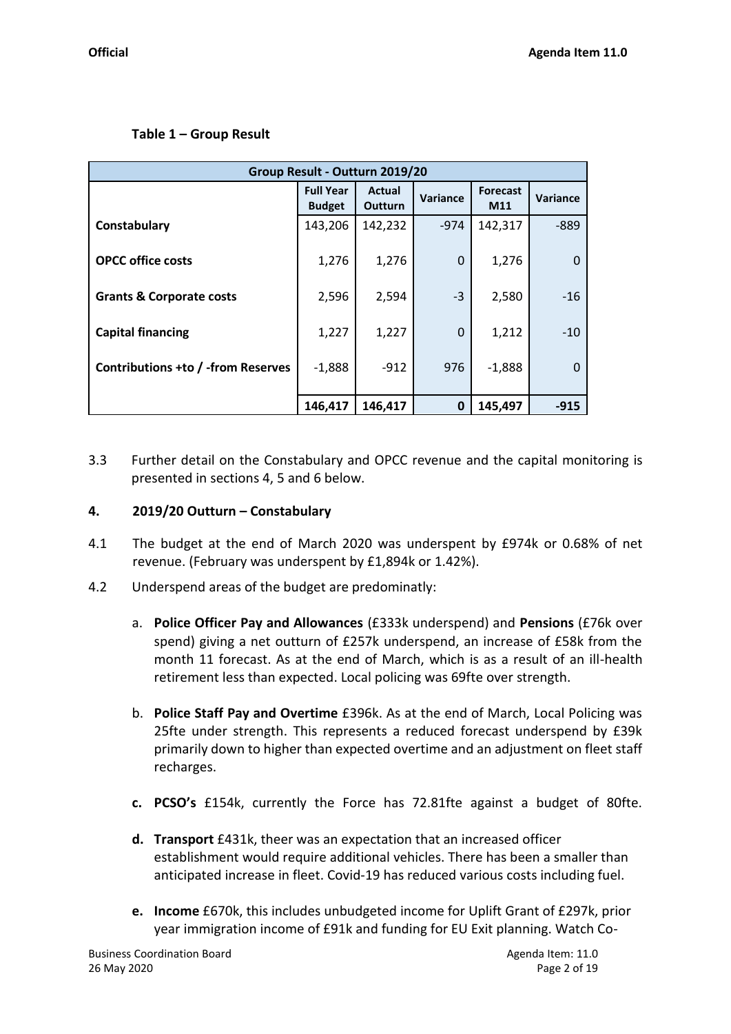**Table 1 – Group Result**

| Group Result - Outturn 2019/20 | | | | | |
|---|---|---|---|---|---|
| | Full Year Budget | Actual Outturn | Variance | Forecast M11 | Variance |
| **Constabulary** | 143,206 | 142,232 | -974 | 142,317 | -889 |
| **OPCC office costs** | 1,276 | 1,276 | 0 | 1,276 | 0 |
| **Grants & Corporate costs** | 2,596 | 2,594 | -3 | 2,580 | -16 |
| **Capital financing** | 1,227 | 1,227 | 0 | 1,212 | -10 |
| **Contributions +to / -from Reserves** | -1,888 | -912 | 976 | -1,888 | 0 |
| | **146,417** | **146,417** | **0** | **145,497** | **-915** |

3.3 Further detail on the Constabulary and OPCC revenue and the capital monitoring is presented in sections 4, 5 and 6 below.

## 4. 2019/20 Outturn – Constabulary

4.1 The budget at the end of March 2020 was underspent by £974k or 0.68% of net revenue. (February was underspent by £1,894k or 1.42%).

4.2 Underspend areas of the budget are predominatly:

a. **Police Officer Pay and Allowances** (£333k underspend) and **Pensions** (£76k over spend) giving a net outturn of £257k underspend, an increase of £58k from the month 11 forecast. As at the end of March, which is as a result of an ill-health retirement less than expected. Local policing was 69fte over strength.

b. **Police Staff Pay and Overtime** £396k. As at the end of March, Local Policing was 25fte under strength. This represents a reduced forecast underspend by £39k primarily down to higher than expected overtime and an adjustment on fleet staff recharges.

c. **PCSO's** £154k, currently the Force has 72.81fte against a budget of 80fte.

d. **Transport** £431k, theer was an expectation that an increased officer establishment would require additional vehicles. There has been a smaller than anticipated increase in fleet. Covid-19 has reduced various costs including fuel.

e. **Income** £670k, this includes unbudgeted income for Uplift Grant of £297k, prior year immigration income of £91k and funding for EU Exit planning. Watch Co-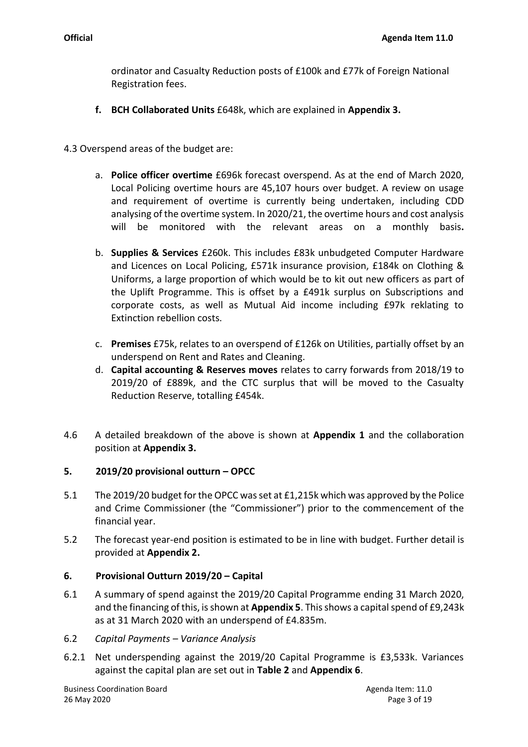ordinator and Casualty Reduction posts of £100k and £77k of Foreign National Registration fees.

f. **BCH Collaborated Units** £648k, which are explained in **Appendix 3.**

4.3 Overspend areas of the budget are:

a. **Police officer overtime** £696k forecast overspend. As at the end of March 2020, Local Policing overtime hours are 45,107 hours over budget. A review on usage and requirement of overtime is currently being undertaken, including CDD analysing of the overtime system. In 2020/21, the overtime hours and cost analysis will be monitored with the relevant areas on a monthly basis**.**

b. **Supplies & Services** £260k. This includes £83k unbudgeted Computer Hardware and Licences on Local Policing, £571k insurance provision, £184k on Clothing & Uniforms, a large proportion of which would be to kit out new officers as part of the Uplift Programme. This is offset by a £491k surplus on Subscriptions and corporate costs, as well as Mutual Aid income including £97k reklating to Extinction rebellion costs.

c. **Premises** £75k, relates to an overspend of £126k on Utilities, partially offset by an underspend on Rent and Rates and Cleaning.

d. **Capital accounting & Reserves moves** relates to carry forwards from 2018/19 to 2019/20 of £889k, and the CTC surplus that will be moved to the Casualty Reduction Reserve, totalling £454k.

4.6 A detailed breakdown of the above is shown at **Appendix 1** and the collaboration position at **Appendix 3.**

## 5. 2019/20 provisional outturn – OPCC

5.1 The 2019/20 budget for the OPCC was set at £1,215k which was approved by the Police and Crime Commissioner (the "Commissioner") prior to the commencement of the financial year.

5.2 The forecast year-end position is estimated to be in line with budget. Further detail is provided at **Appendix 2.**

## 6. Provisional Outturn 2019/20 – Capital

6.1 A summary of spend against the 2019/20 Capital Programme ending 31 March 2020, and the financing of this, is shown at **Appendix 5**. This shows a capital spend of £9,243k as at 31 March 2020 with an underspend of £4.835m.

6.2 *Capital Payments – Variance Analysis*

6.2.1 Net underspending against the 2019/20 Capital Programme is £3,533k. Variances against the capital plan are set out in **Table 2** and **Appendix 6**.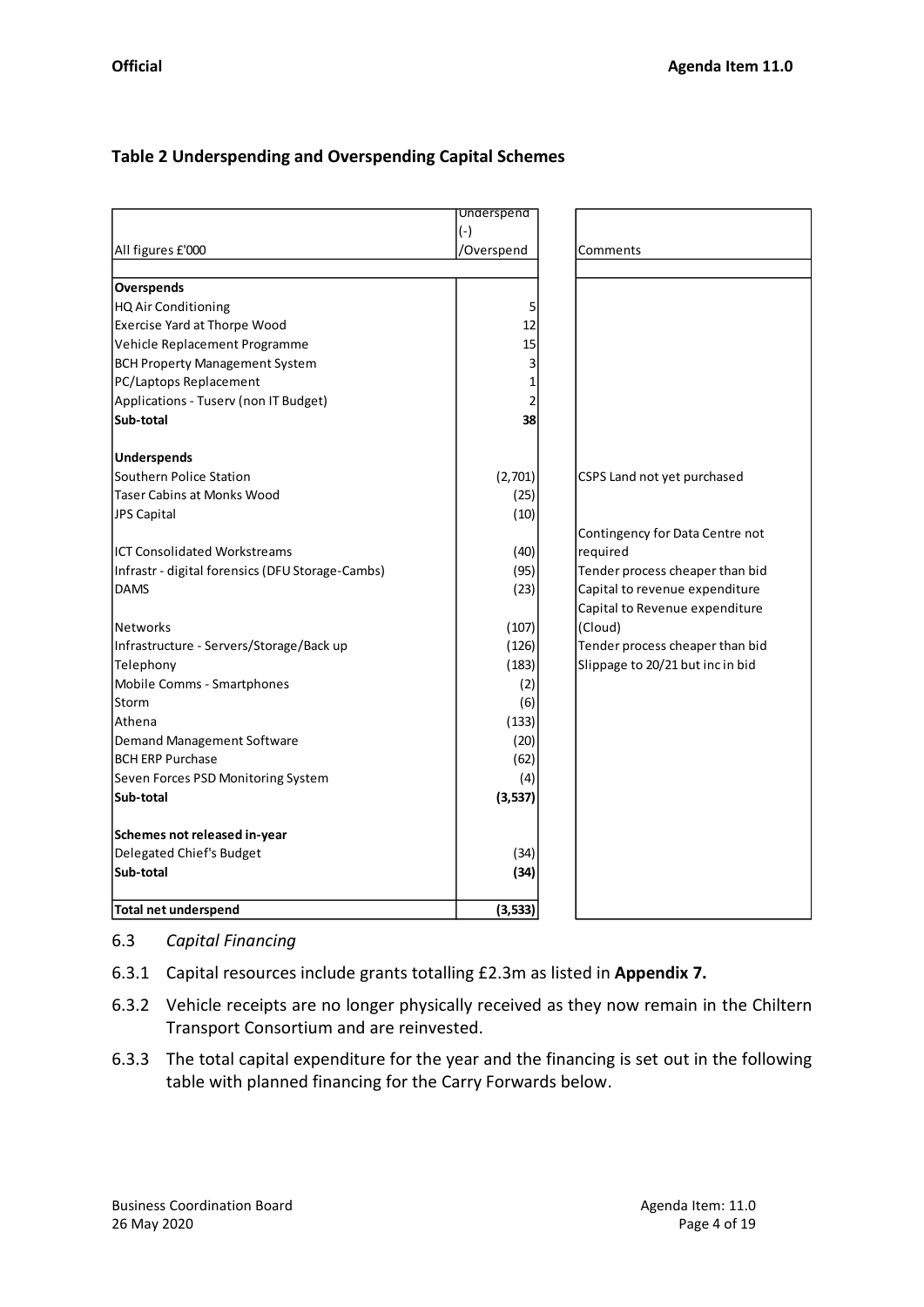### Table 2 Underspending and Overspending Capital Schemes

| All figures £'000 | Underspend (-) /Overspend | Comments |
|---|---|---|
| **Overspends** | | |
| HQ Air Conditioning | 5 | |
| Exercise Yard at Thorpe Wood | 12 | |
| Vehicle Replacement Programme | 15 | |
| BCH Property Management System | 3 | |
| PC/Laptops Replacement | 1 | |
| Applications - Tuserv (non IT Budget) | 2 | |
| **Sub-total** | **38** | |
| **Underspends** | | |
| Southern Police Station | (2,701) | CSPS Land not yet purchased |
| Taser Cabins at Monks Wood | (25) | |
| JPS Capital | (10) | |
| ICT Consolidated Workstreams | (40) | Contingency for Data Centre not required |
| Infrastr - digital forensics (DFU Storage-Cambs) | (95) | Tender process cheaper than bid |
| DAMS | (23) | Capital to revenue expenditure |
| Networks | (107) | Capital to Revenue expenditure (Cloud) |
| Infrastructure - Servers/Storage/Back up | (126) | Tender process cheaper than bid |
| Telephony | (183) | Slippage to 20/21 but inc in bid |
| Mobile Comms - Smartphones | (2) | |
| Storm | (6) | |
| Athena | (133) | |
| Demand Management Software | (20) | |
| BCH ERP Purchase | (62) | |
| Seven Forces PSD Monitoring System | (4) | |
| **Sub-total** | **(3,537)** | |
| **Schemes not released in-year** | | |
| Delegated Chief's Budget | (34) | |
| **Sub-total** | **(34)** | |
| **Total net underspend** | **(3,533)** | |

6.3 *Capital Financing*

6.3.1 Capital resources include grants totalling £2.3m as listed in **Appendix 7.**

6.3.2 Vehicle receipts are no longer physically received as they now remain in the Chiltern Transport Consortium and are reinvested.

6.3.3 The total capital expenditure for the year and the financing is set out in the following table with planned financing for the Carry Forwards below.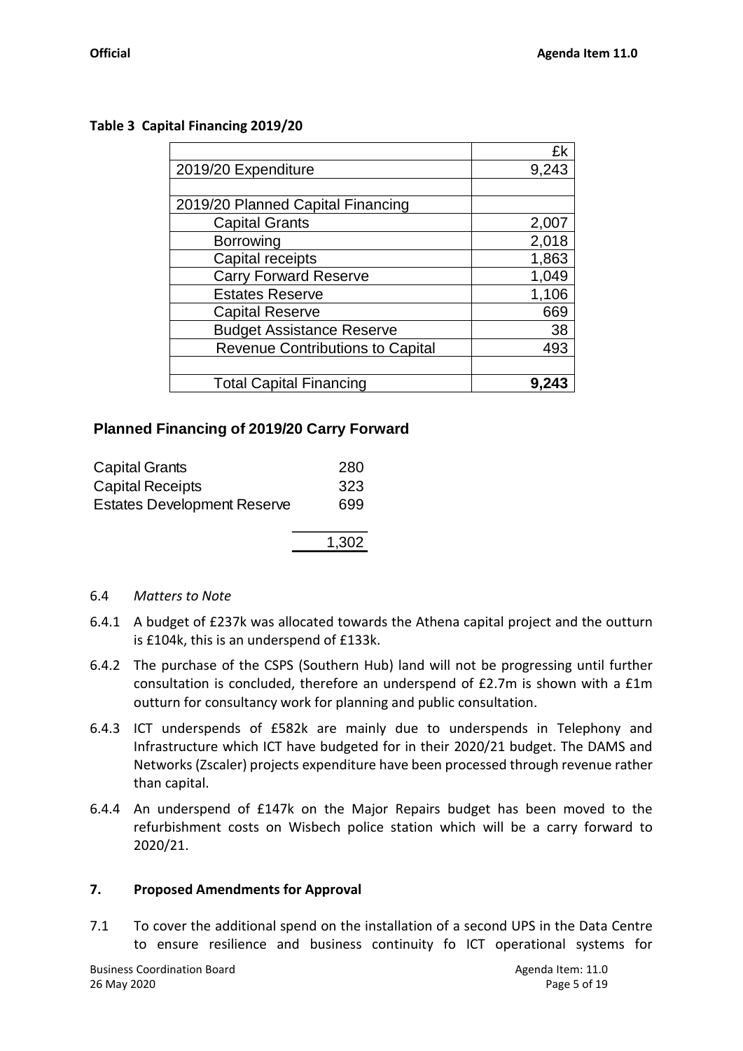**Table 3 Capital Financing 2019/20**

| | £k |
|---|---|
| 2019/20 Expenditure | 9,243 |
| | |
| 2019/20 Planned Capital Financing | |
| Capital Grants | 2,007 |
| Borrowing | 2,018 |
| Capital receipts | 1,863 |
| Carry Forward Reserve | 1,049 |
| Estates Reserve | 1,106 |
| Capital Reserve | 669 |
| Budget Assistance Reserve | 38 |
| Revenue Contributions to Capital | 493 |
| | |
| Total Capital Financing | **9,243** |

**Planned Financing of 2019/20 Carry Forward**

| | |
|---|---|
| Capital Grants | 280 |
| Capital Receipts | 323 |
| Estates Development Reserve | 699 |
| | 1,302 |

6.4 *Matters to Note*

6.4.1 A budget of £237k was allocated towards the Athena capital project and the outturn is £104k, this is an underspend of £133k.

6.4.2 The purchase of the CSPS (Southern Hub) land will not be progressing until further consultation is concluded, therefore an underspend of £2.7m is shown with a £1m outturn for consultancy work for planning and public consultation.

6.4.3 ICT underspends of £582k are mainly due to underspends in Telephony and Infrastructure which ICT have budgeted for in their 2020/21 budget. The DAMS and Networks (Zscaler) projects expenditure have been processed through revenue rather than capital.

6.4.4 An underspend of £147k on the Major Repairs budget has been moved to the refurbishment costs on Wisbech police station which will be a carry forward to 2020/21.

## 7. Proposed Amendments for Approval

7.1 To cover the additional spend on the installation of a second UPS in the Data Centre to ensure resilience and business continuity fo ICT operational systems for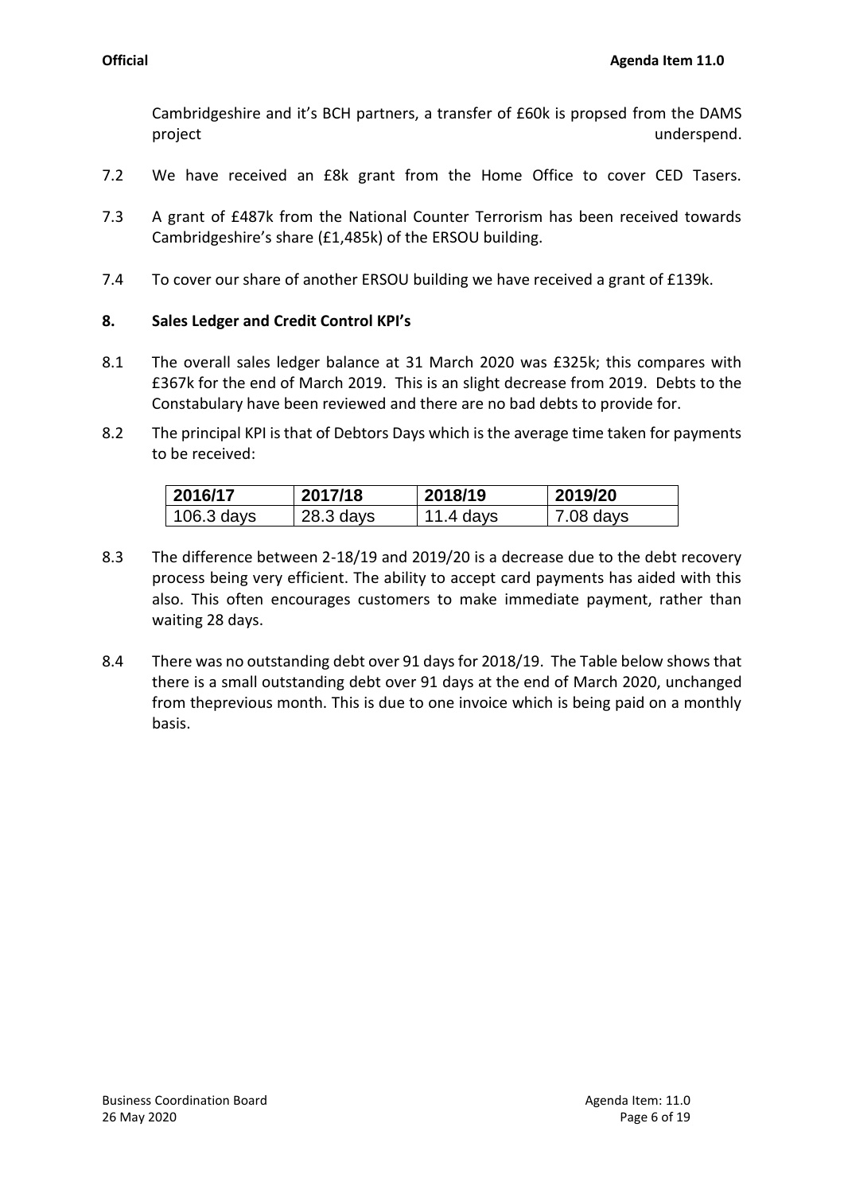Cambridgeshire and it's BCH partners, a transfer of £60k is propsed from the DAMS project underspend.

7.2 We have received an £8k grant from the Home Office to cover CED Tasers.

7.3 A grant of £487k from the National Counter Terrorism has been received towards Cambridgeshire's share (£1,485k) of the ERSOU building.

7.4 To cover our share of another ERSOU building we have received a grant of £139k.

## 8. Sales Ledger and Credit Control KPI's

8.1 The overall sales ledger balance at 31 March 2020 was £325k; this compares with £367k for the end of March 2019. This is an slight decrease from 2019. Debts to the Constabulary have been reviewed and there are no bad debts to provide for.

8.2 The principal KPI is that of Debtors Days which is the average time taken for payments to be received:

| 2016/17 | 2017/18 | 2018/19 | 2019/20 |
|---|---|---|---|
| 106.3 days | 28.3 days | 11.4 days | 7.08 days |

8.3 The difference between 2-18/19 and 2019/20 is a decrease due to the debt recovery process being very efficient. The ability to accept card payments has aided with this also. This often encourages customers to make immediate payment, rather than waiting 28 days.

8.4 There was no outstanding debt over 91 days for 2018/19. The Table below shows that there is a small outstanding debt over 91 days at the end of March 2020, unchanged from theprevious month. This is due to one invoice which is being paid on a monthly basis.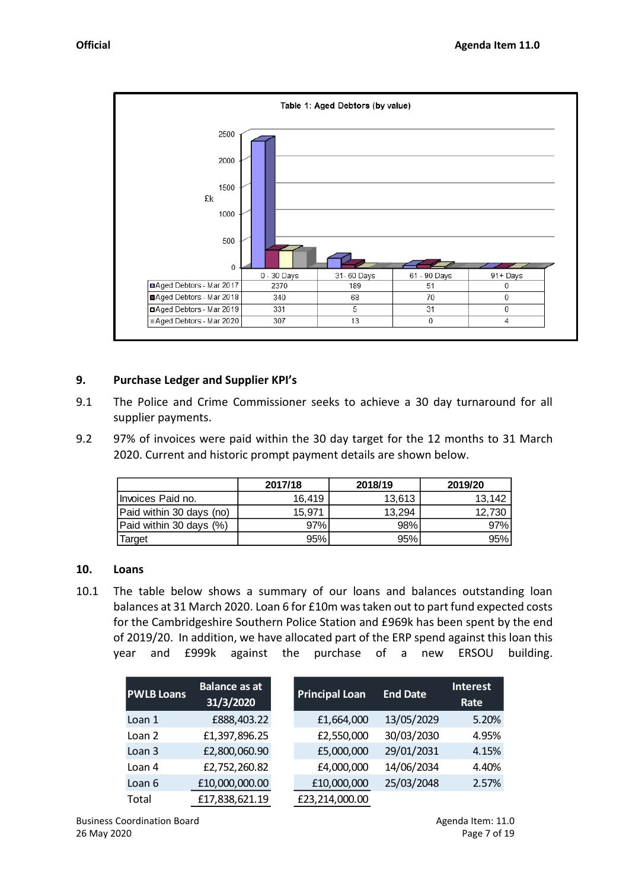Table 1: Aged Debtors (by value)

| £k | 0 - 30 Days | 31- 60 Days | 61 - 90 Days | 91+ Days |
|---|---|---|---|---|
| Aged Debtors - Mar 2017 | 2370 | 189 | 51 | 0 |
| Aged Debtors - Mar 2018 | 340 | 68 | 70 | 0 |
| Aged Debtors - Mar 2019 | 331 | 5 | 31 | 0 |
| Aged Debtors - Mar 2020 | 307 | 13 | 0 | 4 |

## 9. Purchase Ledger and Supplier KPI's

9.1 The Police and Crime Commissioner seeks to achieve a 30 day turnaround for all supplier payments.

9.2 97% of invoices were paid within the 30 day target for the 12 months to 31 March 2020. Current and historic prompt payment details are shown below.

| | 2017/18 | 2018/19 | 2019/20 |
|---|---|---|---|
| Invoices Paid no. | 16,419 | 13,613 | 13,142 |
| Paid within 30 days (no) | 15,971 | 13,294 | 12,730 |
| Paid within 30 days (%) | 97% | 98% | 97% |
| Target | 95% | 95% | 95% |

## 10. Loans

10.1 The table below shows a summary of our loans and balances outstanding loan balances at 31 March 2020. Loan 6 for £10m was taken out to part fund expected costs for the Cambridgeshire Southern Police Station and £969k has been spent by the end of 2019/20. In addition, we have allocated part of the ERP spend against this loan this year and £999k against the purchase of a new ERSOU building.

| PWLB Loans | Balance as at 31/3/2020 | Principal Loan | End Date | Interest Rate |
|---|---|---|---|---|
| Loan 1 | £888,403.22 | £1,664,000 | 13/05/2029 | 5.20% |
| Loan 2 | £1,397,896.25 | £2,550,000 | 30/03/2030 | 4.95% |
| Loan 3 | £2,800,060.90 | £5,000,000 | 29/01/2031 | 4.15% |
| Loan 4 | £2,752,260.82 | £4,000,000 | 14/06/2034 | 4.40% |
| Loan 6 | £10,000,000.00 | £10,000,000 | 25/03/2048 | 2.57% |
| Total | £17,838,621.19 | £23,214,000.00 | | |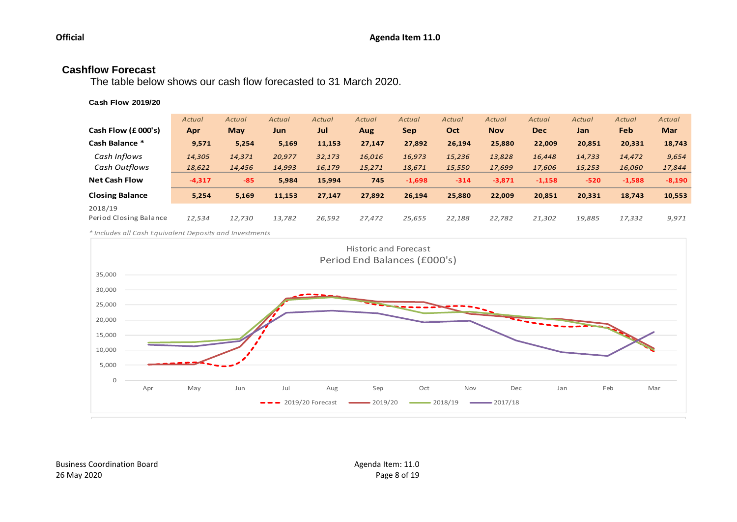**Official** **Agenda Item 11.0**

## Cashflow Forecast

The table below shows our cash flow forecasted to 31 March 2020.

**Cash Flow 2019/20**

| Cash Flow (£ 000's) | Actual Apr | Actual May | Actual Jun | Actual Jul | Actual Aug | Actual Sep | Actual Oct | Actual Nov | Actual Dec | Actual Jan | Actual Feb | Actual Mar |
|---|---|---|---|---|---|---|---|---|---|---|---|---|
| **Cash Balance *** | **9,571** | **5,254** | **5,169** | **11,153** | **27,147** | **27,892** | **26,194** | **25,880** | **22,009** | **20,851** | **20,331** | **18,743** |
| *Cash Inflows* | *14,305* | *14,371* | *20,977* | *32,173* | *16,016* | *16,973* | *15,236* | *13,828* | *16,448* | *14,733* | *14,472* | *9,654* |
| *Cash Outflows* | *18,622* | *14,456* | *14,993* | *16,179* | *15,271* | *18,671* | *15,550* | *17,699* | *17,606* | *15,253* | *16,060* | *17,844* |
| **Net Cash Flow** | **-4,317** | **-85** | **5,984** | **15,994** | **745** | **-1,698** | **-314** | **-3,871** | **-1,158** | **-520** | **-1,588** | **-8,190** |
| **Closing Balance** | **5,254** | **5,169** | **11,153** | **27,147** | **27,892** | **26,194** | **25,880** | **22,009** | **20,851** | **20,331** | **18,743** | **10,553** |
| 2018/19 Period Closing Balance | *12,534* | *12,730* | *13,782* | *26,592* | *27,472* | *25,655* | *22,188* | *22,782* | *21,302* | *19,885* | *17,332* | *9,971* |

*\* Includes all Cash Equivalent Deposits and Investments*

Historic and Forecast
Period End Balances (£000's)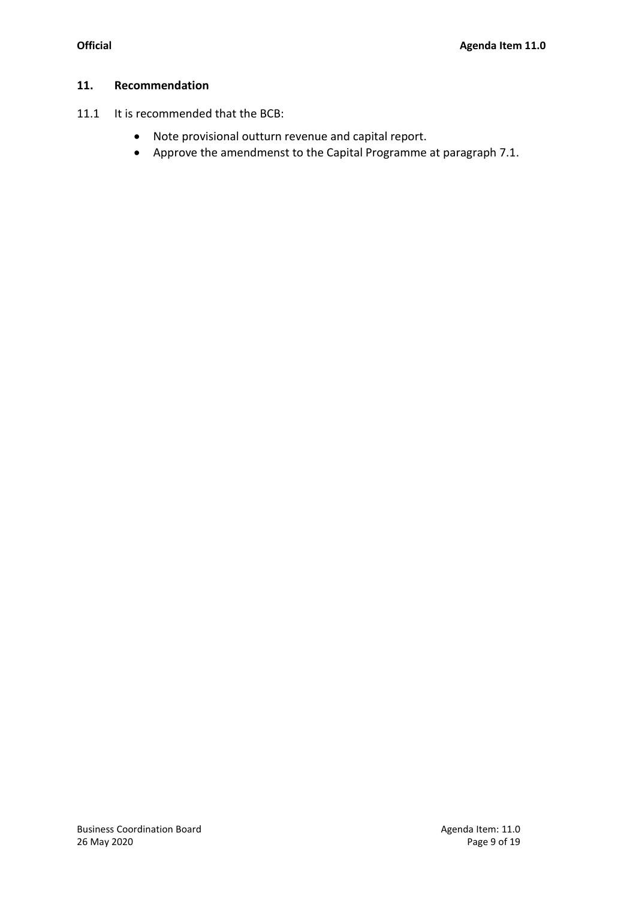## 11. Recommendation

11.1 It is recommended that the BCB:

- Note provisional outturn revenue and capital report.
- Approve the amendmenst to the Capital Programme at paragraph 7.1.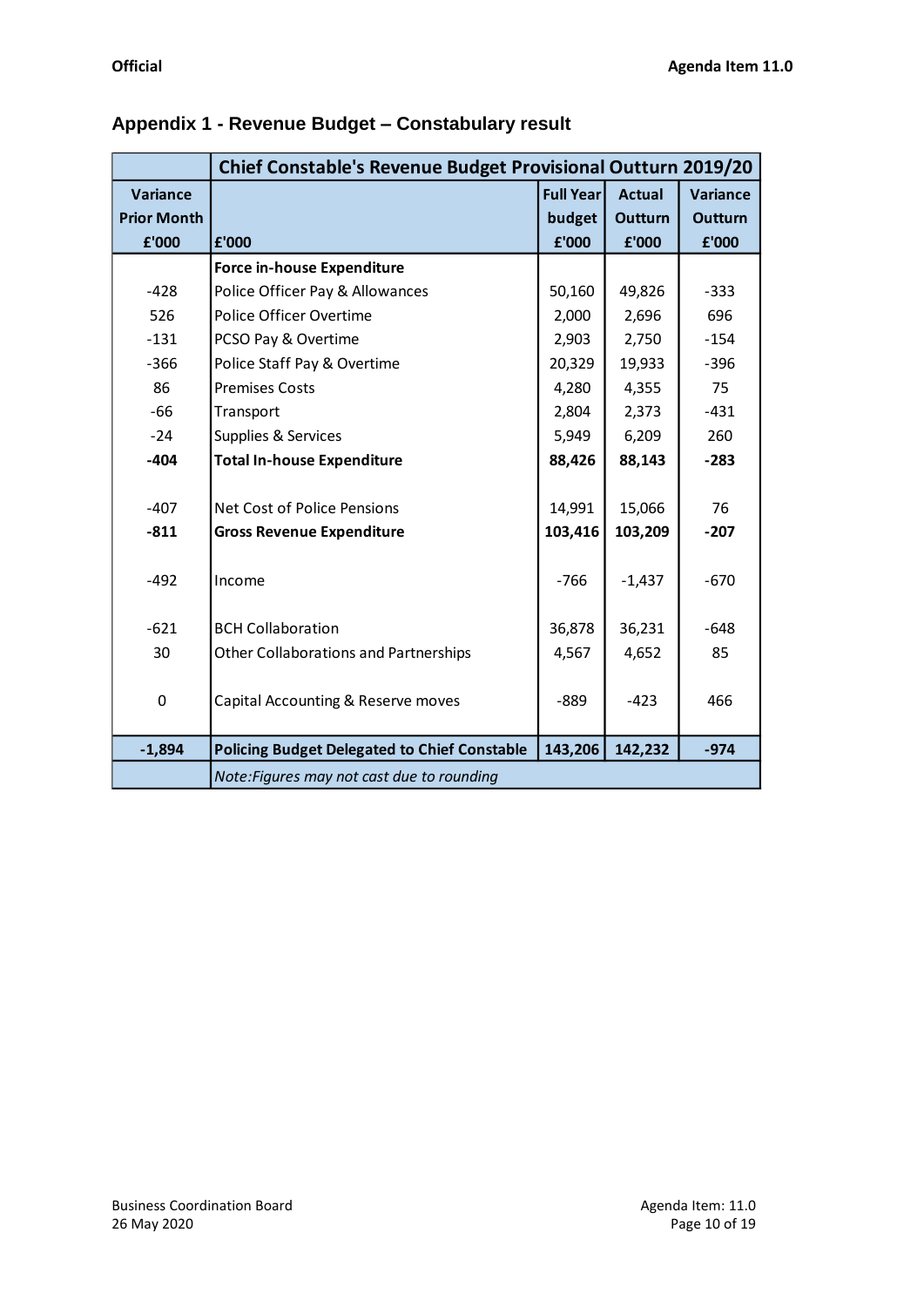## Appendix 1 - Revenue Budget – Constabulary result

| | Chief Constable's Revenue Budget Provisional Outturn 2019/20 | | | |
|---|---|---|---|---|
| **Variance Prior Month £'000** | **£'000** | **Full Year budget £'000** | **Actual Outturn £'000** | **Variance Outturn £'000** |
| | **Force in-house Expenditure** | | | |
| -428 | Police Officer Pay & Allowances | 50,160 | 49,826 | -333 |
| 526 | Police Officer Overtime | 2,000 | 2,696 | 696 |
| -131 | PCSO Pay & Overtime | 2,903 | 2,750 | -154 |
| -366 | Police Staff Pay & Overtime | 20,329 | 19,933 | -396 |
| 86 | Premises Costs | 4,280 | 4,355 | 75 |
| -66 | Transport | 2,804 | 2,373 | -431 |
| -24 | Supplies & Services | 5,949 | 6,209 | 260 |
| **-404** | **Total In-house Expenditure** | **88,426** | **88,143** | **-283** |
| | | | | |
| -407 | Net Cost of Police Pensions | 14,991 | 15,066 | 76 |
| **-811** | **Gross Revenue Expenditure** | **103,416** | **103,209** | **-207** |
| | | | | |
| -492 | Income | -766 | -1,437 | -670 |
| | | | | |
| -621 | BCH Collaboration | 36,878 | 36,231 | -648 |
| 30 | Other Collaborations and Partnerships | 4,567 | 4,652 | 85 |
| | | | | |
| 0 | Capital Accounting & Reserve moves | -889 | -423 | 466 |
| | | | | |
| **-1,894** | **Policing Budget Delegated to Chief Constable** | **143,206** | **142,232** | **-974** |
| | *Note:Figures may not cast due to rounding* | | | |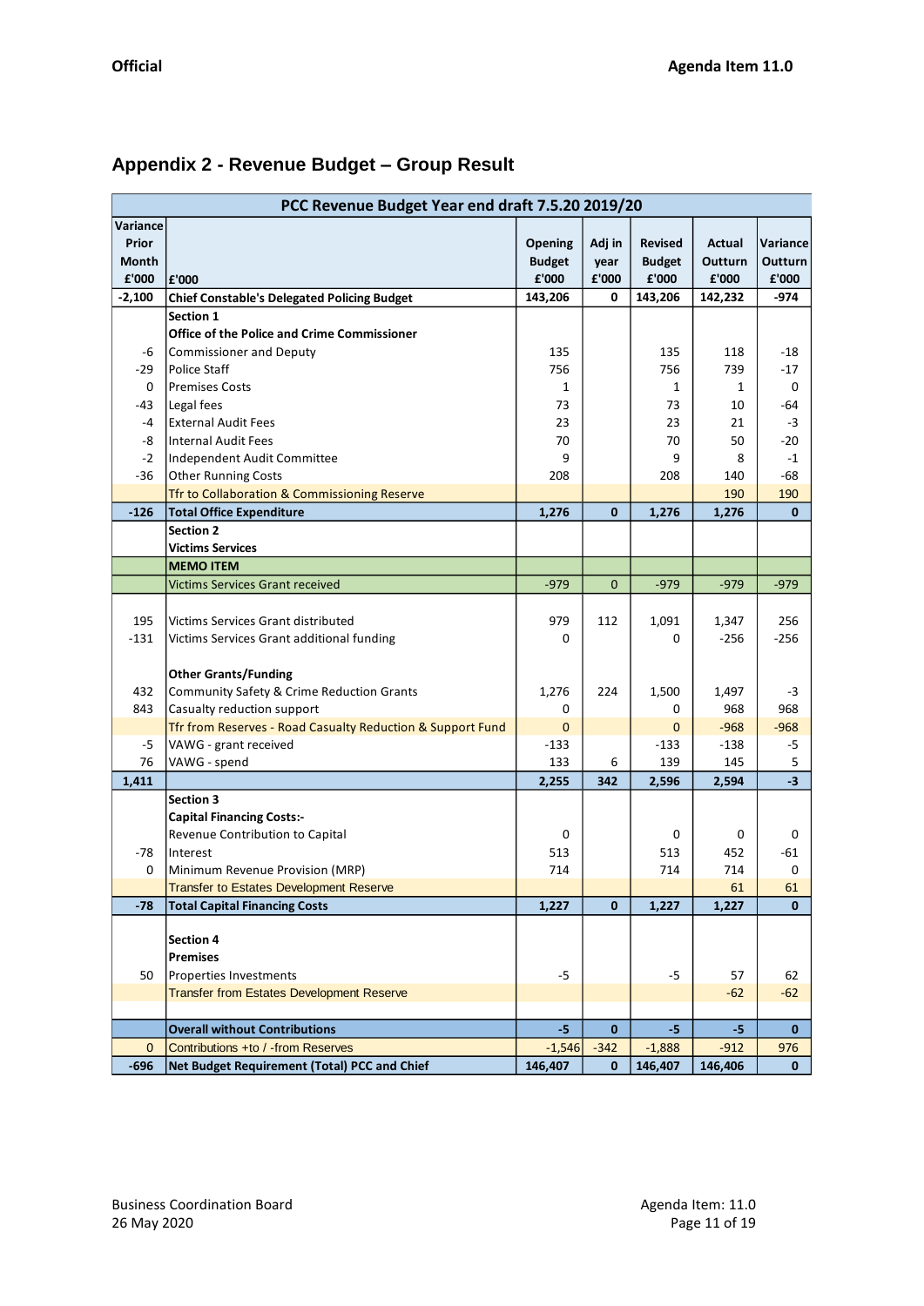## Appendix 2 - Revenue Budget – Group Result

| PCC Revenue Budget Year end draft 7.5.20 2019/20 | | | | | | |
|---|---|---|---|---|---|---|
| Variance Prior Month £'000 | £'000 | Opening Budget £'000 | Adj in year £'000 | Revised Budget £'000 | Actual Outturn £'000 | Variance Outturn £'000 |
| -2,100 | **Chief Constable's Delegated Policing Budget** | **143,206** | **0** | **143,206** | **142,232** | **-974** |
| | **Section 1** | | | | | |
| | **Office of the Police and Crime Commissioner** | | | | | |
| -6 | Commissioner and Deputy | 135 | | 135 | 118 | -18 |
| -29 | Police Staff | 756 | | 756 | 739 | -17 |
| 0 | Premises Costs | 1 | | 1 | 1 | 0 |
| -43 | Legal fees | 73 | | 73 | 10 | -64 |
| -4 | External Audit Fees | 23 | | 23 | 21 | -3 |
| -8 | Internal Audit Fees | 70 | | 70 | 50 | -20 |
| -2 | Independent Audit Committee | 9 | | 9 | 8 | -1 |
| -36 | Other Running Costs | 208 | | 208 | 140 | -68 |
| | Tfr to Collaboration & Commissioning Reserve | | | | 190 | 190 |
| **-126** | **Total Office Expenditure** | **1,276** | **0** | **1,276** | **1,276** | **0** |
| | **Section 2** | | | | | |
| | **Victims Services** | | | | | |
| | **MEMO ITEM** | | | | | |
| | Victims Services Grant received | -979 | 0 | -979 | -979 | -979 |
| 195 | Victims Services Grant distributed | 979 | 112 | 1,091 | 1,347 | 256 |
| -131 | Victims Services Grant additional funding | 0 | | 0 | -256 | -256 |
| | **Other Grants/Funding** | | | | | |
| 432 | Community Safety & Crime Reduction Grants | 1,276 | 224 | 1,500 | 1,497 | -3 |
| 843 | Casualty reduction support | 0 | | 0 | 968 | 968 |
| | Tfr from Reserves - Road Casualty Reduction & Support Fund | 0 | | 0 | -968 | -968 |
| -5 | VAWG - grant received | -133 | | -133 | -138 | -5 |
| 76 | VAWG - spend | 133 | 6 | 139 | 145 | 5 |
| **1,411** | | **2,255** | **342** | **2,596** | **2,594** | **-3** |
| | **Section 3** | | | | | |
| | **Capital Financing Costs:-** | | | | | |
| | Revenue Contribution to Capital | 0 | | 0 | 0 | 0 |
| -78 | Interest | 513 | | 513 | 452 | -61 |
| 0 | Minimum Revenue Provision (MRP) | 714 | | 714 | 714 | 0 |
| | Transfer to Estates Development Reserve | | | | 61 | 61 |
| **-78** | **Total Capital Financing Costs** | **1,227** | **0** | **1,227** | **1,227** | **0** |
| | **Section 4** | | | | | |
| | **Premises** | | | | | |
| 50 | Properties Investments | -5 | | -5 | 57 | 62 |
| | Transfer from Estates Development Reserve | | | | -62 | -62 |
| | **Overall without Contributions** | **-5** | **0** | **-5** | **-5** | **0** |
| 0 | Contributions +to / -from Reserves | -1,546 | -342 | -1,888 | -912 | 976 |
| **-696** | **Net Budget Requirement (Total) PCC and Chief** | **146,407** | **0** | **146,407** | **146,406** | **0** |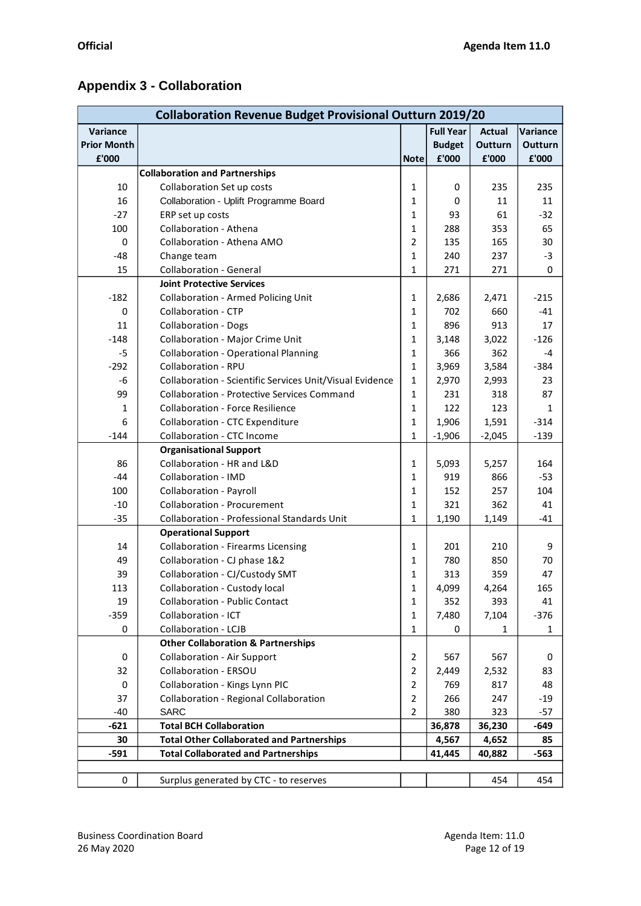## Appendix 3 - Collaboration

| Collaboration Revenue Budget Provisional Outturn 2019/20 | | | | | |
|---|---|---|---|---|---|
| Variance Prior Month £'000 | | Note | Full Year Budget £'000 | Actual Outturn £'000 | Variance Outturn £'000 |
| | **Collaboration and Partnerships** | | | | |
| 10 | Collaboration Set up costs | 1 | 0 | 235 | 235 |
| 16 | Collaboration - Uplift Programme Board | 1 | 0 | 11 | 11 |
| -27 | ERP set up costs | 1 | 93 | 61 | -32 |
| 100 | Collaboration - Athena | 1 | 288 | 353 | 65 |
| 0 | Collaboration - Athena AMO | 2 | 135 | 165 | 30 |
| -48 | Change team | 1 | 240 | 237 | -3 |
| 15 | Collaboration - General | 1 | 271 | 271 | 0 |
| | **Joint Protective Services** | | | | |
| -182 | Collaboration - Armed Policing Unit | 1 | 2,686 | 2,471 | -215 |
| 0 | Collaboration - CTP | 1 | 702 | 660 | -41 |
| 11 | Collaboration - Dogs | 1 | 896 | 913 | 17 |
| -148 | Collaboration - Major Crime Unit | 1 | 3,148 | 3,022 | -126 |
| -5 | Collaboration - Operational Planning | 1 | 366 | 362 | -4 |
| -292 | Collaboration - RPU | 1 | 3,969 | 3,584 | -384 |
| -6 | Collaboration - Scientific Services Unit/Visual Evidence | 1 | 2,970 | 2,993 | 23 |
| 99 | Collaboration - Protective Services Command | 1 | 231 | 318 | 87 |
| 1 | Collaboration - Force Resilience | 1 | 122 | 123 | 1 |
| 6 | Collaboration - CTC Expenditure | 1 | 1,906 | 1,591 | -314 |
| -144 | Collaboration - CTC Income | 1 | -1,906 | -2,045 | -139 |
| | **Organisational Support** | | | | |
| 86 | Collaboration - HR and L&D | 1 | 5,093 | 5,257 | 164 |
| -44 | Collaboration - IMD | 1 | 919 | 866 | -53 |
| 100 | Collaboration - Payroll | 1 | 152 | 257 | 104 |
| -10 | Collaboration - Procurement | 1 | 321 | 362 | 41 |
| -35 | Collaboration - Professional Standards Unit | 1 | 1,190 | 1,149 | -41 |
| | **Operational Support** | | | | |
| 14 | Collaboration - Firearms Licensing | 1 | 201 | 210 | 9 |
| 49 | Collaboration - CJ phase 1&2 | 1 | 780 | 850 | 70 |
| 39 | Collaboration - CJ/Custody SMT | 1 | 313 | 359 | 47 |
| 113 | Collaboration - Custody local | 1 | 4,099 | 4,264 | 165 |
| 19 | Collaboration - Public Contact | 1 | 352 | 393 | 41 |
| -359 | Collaboration - ICT | 1 | 7,480 | 7,104 | -376 |
| 0 | Collaboration - LCJB | 1 | 0 | 1 | 1 |
| | **Other Collaboration & Partnerships** | | | | |
| 0 | Collaboration - Air Support | 2 | 567 | 567 | 0 |
| 32 | Collaboration - ERSOU | 2 | 2,449 | 2,532 | 83 |
| 0 | Collaboration - Kings Lynn PIC | 2 | 769 | 817 | 48 |
| 37 | Collaboration - Regional Collaboration | 2 | 266 | 247 | -19 |
| -40 | SARC | 2 | 380 | 323 | -57 |
| **-621** | **Total BCH Collaboration** | | **36,878** | **36,230** | **-649** |
| **30** | **Total Other Collaborated and Partnerships** | | **4,567** | **4,652** | **85** |
| **-591** | **Total Collaborated and Partnerships** | | **41,445** | **40,882** | **-563** |
| | | | | | |
| 0 | Surplus generated by CTC - to reserves | | | 454 | 454 |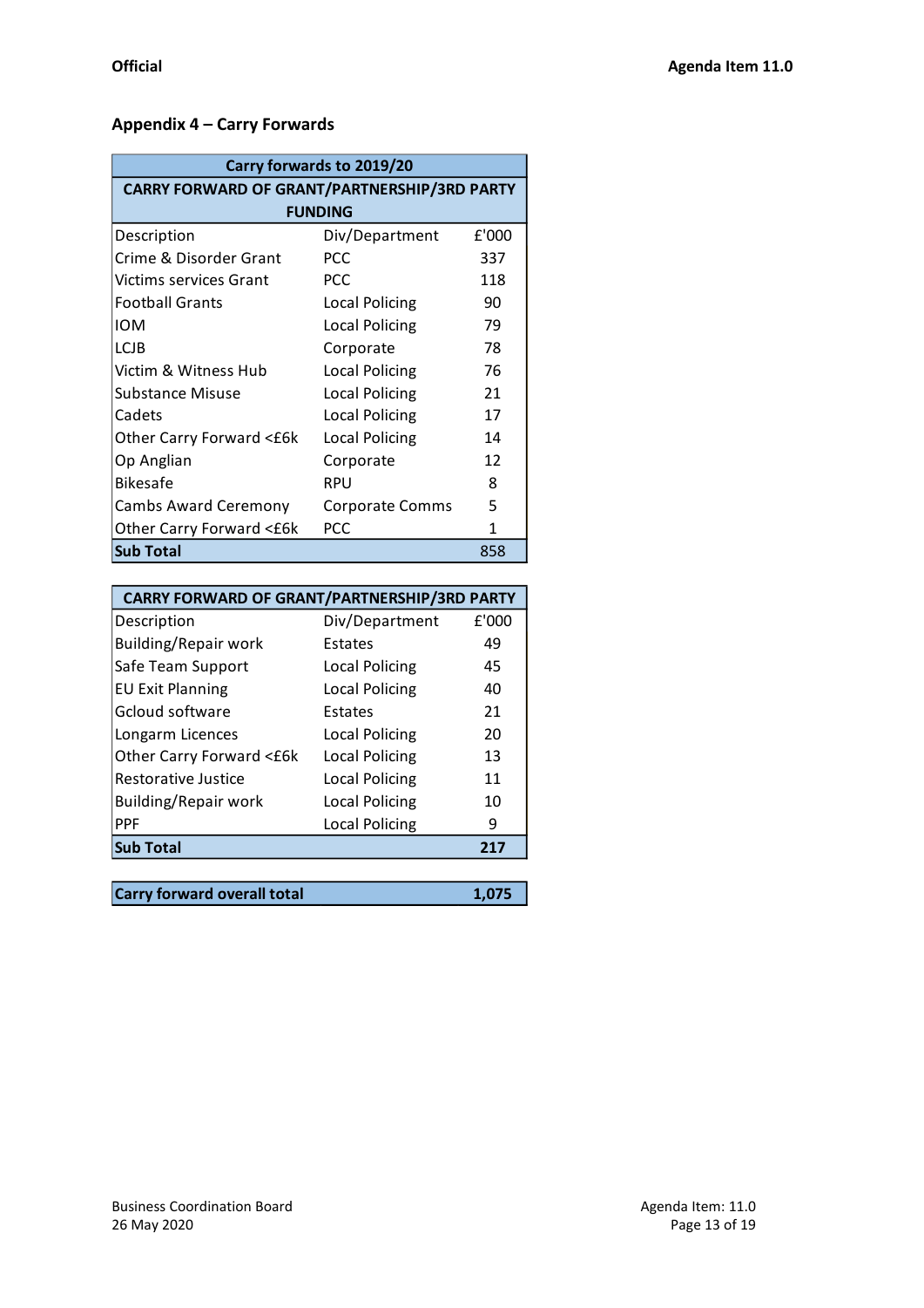**Official** **Agenda Item 11.0**

## Appendix 4 – Carry Forwards

| Carry forwards to 2019/20 | | |
|---|---|---|
| **CARRY FORWARD OF GRANT/PARTNERSHIP/3RD PARTY FUNDING** | | |
| Description | Div/Department | £'000 |
| Crime & Disorder Grant | PCC | 337 |
| Victims services Grant | PCC | 118 |
| Football Grants | Local Policing | 90 |
| IOM | Local Policing | 79 |
| LCJB | Corporate | 78 |
| Victim & Witness Hub | Local Policing | 76 |
| Substance Misuse | Local Policing | 21 |
| Cadets | Local Policing | 17 |
| Other Carry Forward <£6k | Local Policing | 14 |
| Op Anglian | Corporate | 12 |
| Bikesafe | RPU | 8 |
| Cambs Award Ceremony | Corporate Comms | 5 |
| Other Carry Forward <£6k | PCC | 1 |
| **Sub Total** | | 858 |

| **CARRY FORWARD OF GRANT/PARTNERSHIP/3RD PARTY** | | |
|---|---|---|
| Description | Div/Department | £'000 |
| Building/Repair work | Estates | 49 |
| Safe Team Support | Local Policing | 45 |
| EU Exit Planning | Local Policing | 40 |
| Gcloud software | Estates | 21 |
| Longarm Licences | Local Policing | 20 |
| Other Carry Forward <£6k | Local Policing | 13 |
| Restorative Justice | Local Policing | 11 |
| Building/Repair work | Local Policing | 10 |
| PPF | Local Policing | 9 |
| **Sub Total** | | **217** |

| **Carry forward overall total** | **1,075** |
|---|---|

Business Coordination Board
26 May 2020
Agenda Item: 11.0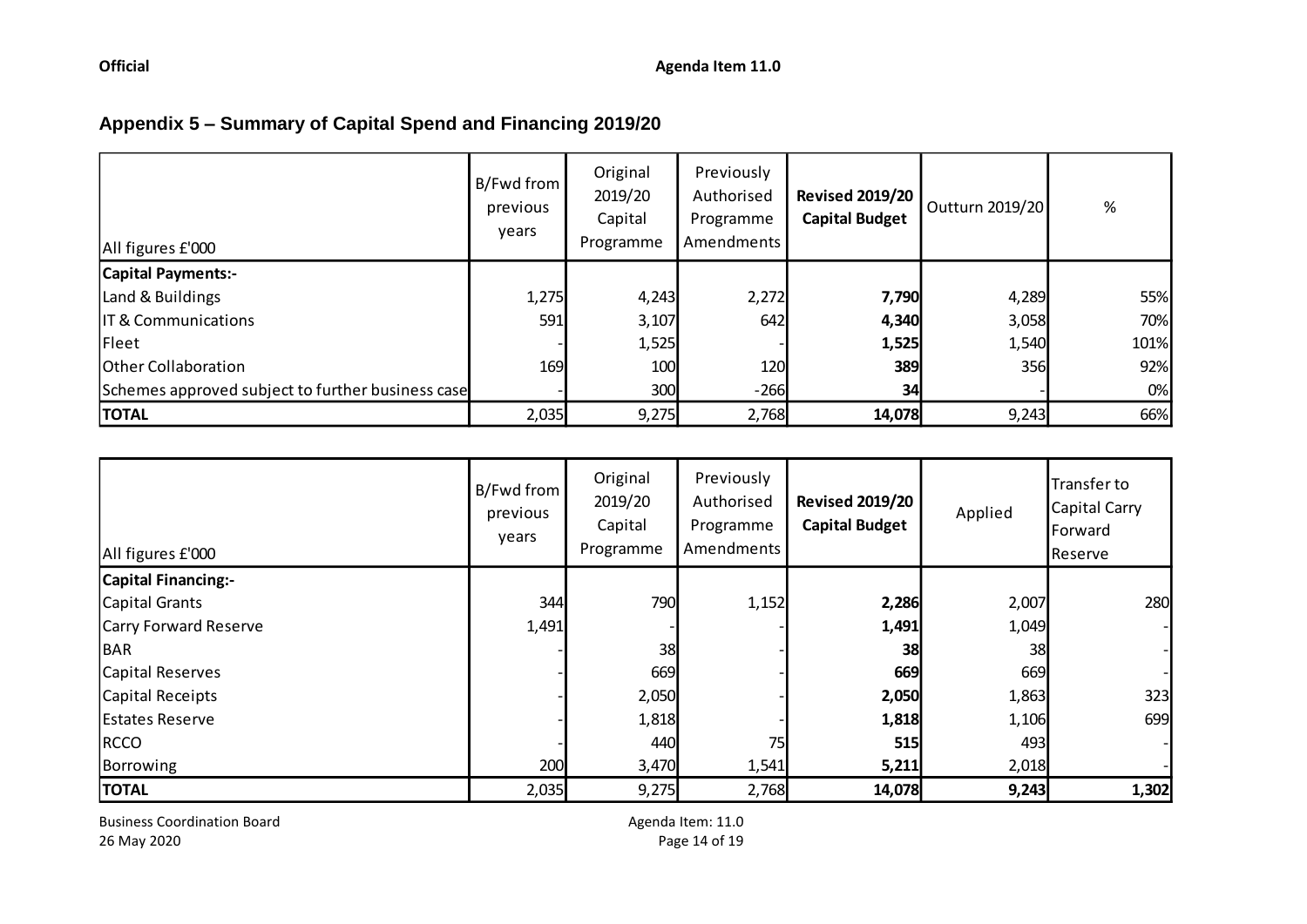## Appendix 5 – Summary of Capital Spend and Financing 2019/20

| All figures £'000 | B/Fwd from previous years | Original 2019/20 Capital Programme | Previously Authorised Programme Amendments | **Revised 2019/20 Capital Budget** | Outturn 2019/20 | % |
|---|---|---|---|---|---|---|
| **Capital Payments:-** | | | | | | |
| Land & Buildings | 1,275 | 4,243 | 2,272 | **7,790** | 4,289 | 55% |
| IT & Communications | 591 | 3,107 | 642 | **4,340** | 3,058 | 70% |
| Fleet | - | 1,525 | - | **1,525** | 1,540 | 101% |
| Other Collaboration | 169 | 100 | 120 | **389** | 356 | 92% |
| Schemes approved subject to further business case | - | 300 | -266 | **34** | - | 0% |
| **TOTAL** | 2,035 | 9,275 | 2,768 | **14,078** | 9,243 | 66% |

| All figures £'000 | B/Fwd from previous years | Original 2019/20 Capital Programme | Previously Authorised Programme Amendments | **Revised 2019/20 Capital Budget** | Applied | Transfer to Capital Carry Forward Reserve |
|---|---|---|---|---|---|---|
| **Capital Financing:-** | | | | | | |
| Capital Grants | 344 | 790 | 1,152 | **2,286** | 2,007 | 280 |
| Carry Forward Reserve | 1,491 | - | - | **1,491** | 1,049 | - |
| BAR | - | 38 | - | **38** | 38 | - |
| Capital Reserves | - | 669 | - | **669** | 669 | - |
| Capital Receipts | - | 2,050 | - | **2,050** | 1,863 | 323 |
| Estates Reserve | - | 1,818 | - | **1,818** | 1,106 | 699 |
| RCCO | - | 440 | 75 | **515** | 493 | - |
| Borrowing | 200 | 3,470 | 1,541 | **5,211** | 2,018 | - |
| **TOTAL** | 2,035 | 9,275 | 2,768 | **14,078** | **9,243** | **1,302** |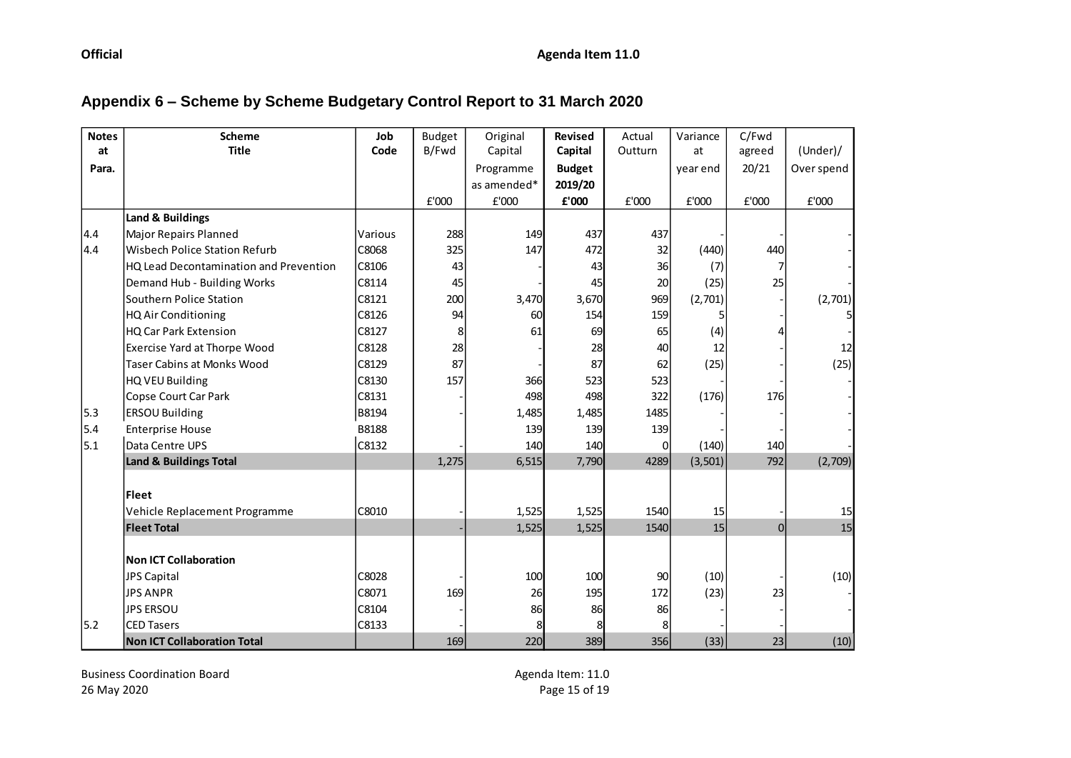## Appendix 6 – Scheme by Scheme Budgetary Control Report to 31 March 2020

| Notes at Para. | Scheme Title | Job Code | Budget B/Fwd £'000 | Original Capital Programme as amended* £'000 | **Revised Capital Budget 2019/20 £'000** | Actual Outturn £'000 | Variance at year end £'000 | C/Fwd agreed 20/21 £'000 | (Under)/ Over spend £'000 |
|---|---|---|---|---|---|---|---|---|---|
| | **Land & Buildings** | | | | | | | | |
| 4.4 | Major Repairs Planned | Various | 288 | 149 | 437 | 437 | - | - | - |
| 4.4 | Wisbech Police Station Refurb | C8068 | 325 | 147 | 472 | 32 | (440) | 440 | - |
| | HQ Lead Decontamination and Prevention | C8106 | 43 | - | 43 | 36 | (7) | 7 | - |
| | Demand Hub - Building Works | C8114 | 45 | - | 45 | 20 | (25) | 25 | - |
| | Southern Police Station | C8121 | 200 | 3,470 | 3,670 | 969 | (2,701) | - | (2,701) |
| | HQ Air Conditioning | C8126 | 94 | 60 | 154 | 159 | 5 | - | 5 |
| | HQ Car Park Extension | C8127 | 8 | 61 | 69 | 65 | (4) | 4 | - |
| | Exercise Yard at Thorpe Wood | C8128 | 28 | - | 28 | 40 | 12 | - | 12 |
| | Taser Cabins at Monks Wood | C8129 | 87 | - | 87 | 62 | (25) | - | (25) |
| | HQ VEU Building | C8130 | 157 | 366 | 523 | 523 | - | - | - |
| | Copse Court Car Park | C8131 | - | 498 | 498 | 322 | (176) | 176 | - |
| 5.3 | ERSOU Building | B8194 | - | 1,485 | 1,485 | 1485 | - | - | - |
| 5.4 | Enterprise House | B8188 | | 139 | 139 | 139 | - | - | - |
| 5.1 | Data Centre UPS | C8132 | - | 140 | 140 | 0 | (140) | 140 | - |
| | **Land & Buildings Total** | | 1,275 | 6,515 | 7,790 | 4289 | (3,501) | 792 | (2,709) |
| | | | | | | | | | |
| | **Fleet** | | | | | | | | |
| | Vehicle Replacement Programme | C8010 | - | 1,525 | 1,525 | 1540 | 15 | - | 15 |
| | **Fleet Total** | | - | 1,525 | 1,525 | 1540 | 15 | 0 | 15 |
| | | | | | | | | | |
| | **Non ICT Collaboration** | | | | | | | | |
| | JPS Capital | C8028 | - | 100 | 100 | 90 | (10) | - | (10) |
| | JPS ANPR | C8071 | 169 | 26 | 195 | 172 | (23) | 23 | - |
| | JPS ERSOU | C8104 | - | 86 | 86 | 86 | - | - | - |
| 5.2 | CED Tasers | C8133 | - | 8 | 8 | 8 | - | - | - |
| | **Non ICT Collaboration Total** | | 169 | 220 | 389 | 356 | (33) | 23 | (10) |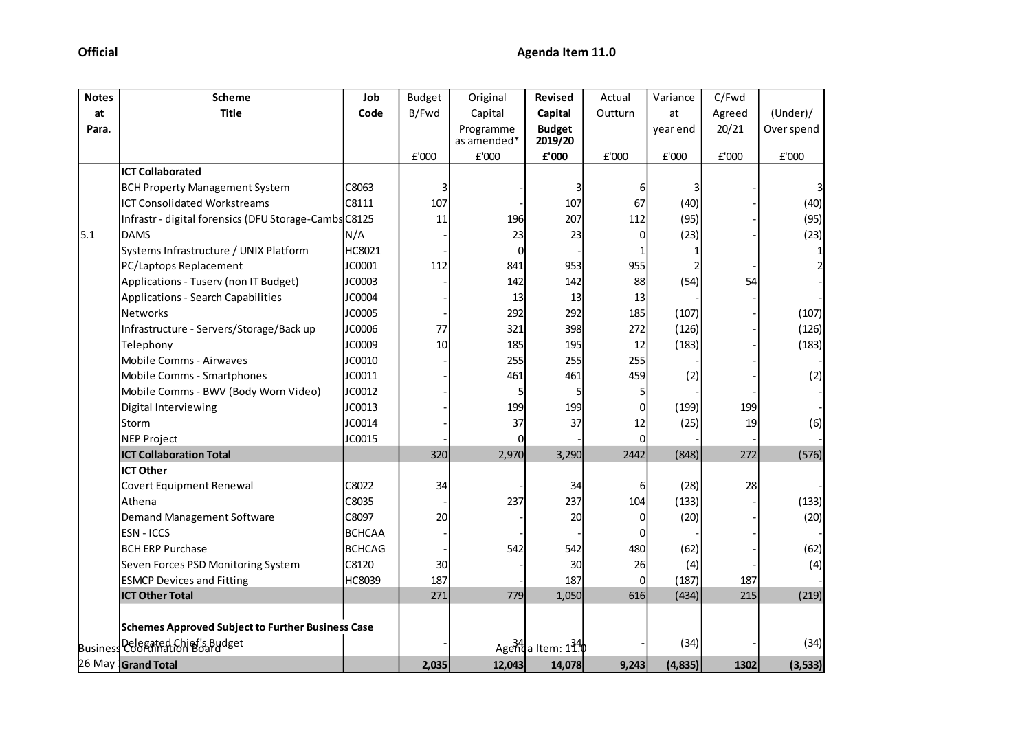**Official**

**Agenda Item 11.0**

| Notes at Para. | Scheme Title | Job Code | Budget B/Fwd | Original Capital Programme as amended* | **Revised Capital Budget 2019/20** | Actual Outturn | Variance at year end | C/Fwd Agreed 20/21 | (Under)/ Over spend |
|---|---|---|---|---|---|---|---|---|---|
| | | | £'000 | £'000 | **£'000** | £'000 | £'000 | £'000 | £'000 |
| | **ICT Collaborated** | | | | | | | | |
| | BCH Property Management System | C8063 | 3 | - | 3 | 6 | 3 | - | 3 |
| | ICT Consolidated Workstreams | C8111 | 107 | - | 107 | 67 | (40) | - | (40) |
| | Infrastr - digital forensics (DFU Storage-Cambs | C8125 | 11 | 196 | 207 | 112 | (95) | - | (95) |
| 5.1 | DAMS | N/A | - | 23 | 23 | 0 | (23) | - | (23) |
| | Systems Infrastructure / UNIX Platform | HC8021 | - | 0 | - | 1 | 1 | | 1 |
| | PC/Laptops Replacement | JC0001 | 112 | 841 | 953 | 955 | 2 | - | 2 |
| | Applications - Tuserv (non IT Budget) | JC0003 | - | 142 | 142 | 88 | (54) | 54 | - |
| | Applications - Search Capabilities | JC0004 | - | 13 | 13 | 13 | - | - | - |
| | Networks | JC0005 | - | 292 | 292 | 185 | (107) | - | (107) |
| | Infrastructure - Servers/Storage/Back up | JC0006 | 77 | 321 | 398 | 272 | (126) | - | (126) |
| | Telephony | JC0009 | 10 | 185 | 195 | 12 | (183) | - | (183) |
| | Mobile Comms - Airwaves | JC0010 | - | 255 | 255 | 255 | - | - | - |
| | Mobile Comms - Smartphones | JC0011 | - | 461 | 461 | 459 | (2) | - | (2) |
| | Mobile Comms - BWV (Body Worn Video) | JC0012 | - | 5 | 5 | 5 | - | - | - |
| | Digital Interviewing | JC0013 | - | 199 | 199 | 0 | (199) | 199 | - |
| | Storm | JC0014 | - | 37 | 37 | 12 | (25) | 19 | (6) |
| | NEP Project | JC0015 | - | 0 | - | 0 | - | - | - |
| | **ICT Collaboration Total** | | 320 | 2,970 | 3,290 | 2442 | (848) | 272 | (576) |
| | **ICT Other** | | | | | | | | |
| | Covert Equipment Renewal | C8022 | 34 | - | 34 | 6 | (28) | 28 | - |
| | Athena | C8035 | - | 237 | 237 | 104 | (133) | - | (133) |
| | Demand Management Software | C8097 | 20 | - | 20 | 0 | (20) | - | (20) |
| | ESN - ICCS | BCHCAA | - | - | - | 0 | - | - | - |
| | BCH ERP Purchase | BCHCAG | - | 542 | 542 | 480 | (62) | - | (62) |
| | Seven Forces PSD Monitoring System | C8120 | 30 | - | 30 | 26 | (4) | - | (4) |
| | ESMCP Devices and Fitting | HC8039 | 187 | - | 187 | 0 | (187) | 187 | - |
| | **ICT Other Total** | | 271 | 779 | 1,050 | 616 | (434) | 215 | (219) |
| | **Schemes Approved Subject to Further Business Case** | | | | | | | | |
| | Delegated Chief's Budget | | - | 34 | 34 | - | (34) | - | (34) |
| | **Grand Total** | | **2,035** | **12,043** | **14,078** | **9,243** | **(4,835)** | **1302** | **(3,533)** |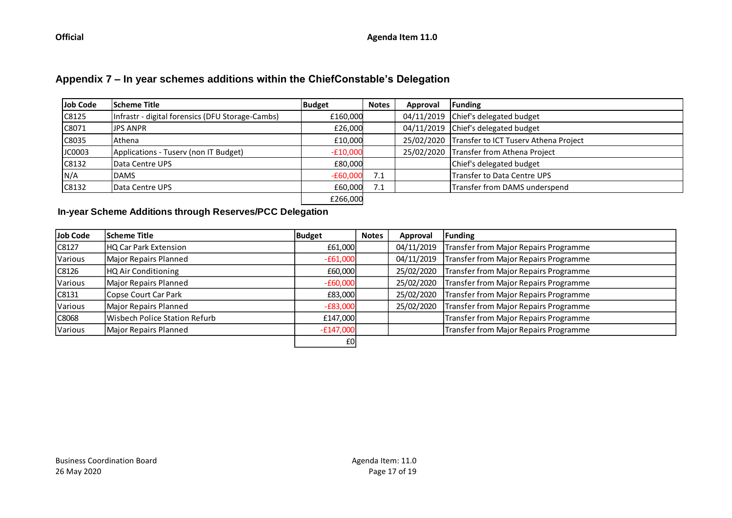## Appendix 7 – In year schemes additions within the ChiefConstable's Delegation

| Job Code | Scheme Title | Budget | Notes | Approval | Funding |
|---|---|---|---|---|---|
| C8125 | Infrastr - digital forensics (DFU Storage-Cambs) | £160,000 | | 04/11/2019 | Chief's delegated budget |
| C8071 | JPS ANPR | £26,000 | | 04/11/2019 | Chief's delegated budget |
| C8035 | Athena | £10,000 | | 25/02/2020 | Transfer to ICT Tuserv Athena Project |
| JC0003 | Applications - Tuserv (non IT Budget) | -£10,000 | | 25/02/2020 | Transfer from Athena Project |
| C8132 | Data Centre UPS | £80,000 | | | Chief's delegated budget |
| N/A | DAMS | -£60,000 | 7.1 | | Transfer to Data Centre UPS |
| C8132 | Data Centre UPS | £60,000 | 7.1 | | Transfer from DAMS underspend |
| | | £266,000 | | | |

### In-year Scheme Additions through Reserves/PCC Delegation

| Job Code | Scheme Title | Budget | Notes | Approval | Funding |
|---|---|---|---|---|---|
| C8127 | HQ Car Park Extension | £61,000 | | 04/11/2019 | Transfer from Major Repairs Programme |
| Various | Major Repairs Planned | -£61,000 | | 04/11/2019 | Transfer from Major Repairs Programme |
| C8126 | HQ Air Conditioning | £60,000 | | 25/02/2020 | Transfer from Major Repairs Programme |
| Various | Major Repairs Planned | -£60,000 | | 25/02/2020 | Transfer from Major Repairs Programme |
| C8131 | Copse Court Car Park | £83,000 | | 25/02/2020 | Transfer from Major Repairs Programme |
| Various | Major Repairs Planned | -£83,000 | | 25/02/2020 | Transfer from Major Repairs Programme |
| C8068 | Wisbech Police Station Refurb | £147,000 | | | Transfer from Major Repairs Programme |
| Various | Major Repairs Planned | -£147,000 | | | Transfer from Major Repairs Programme |
| | | £0 | | | |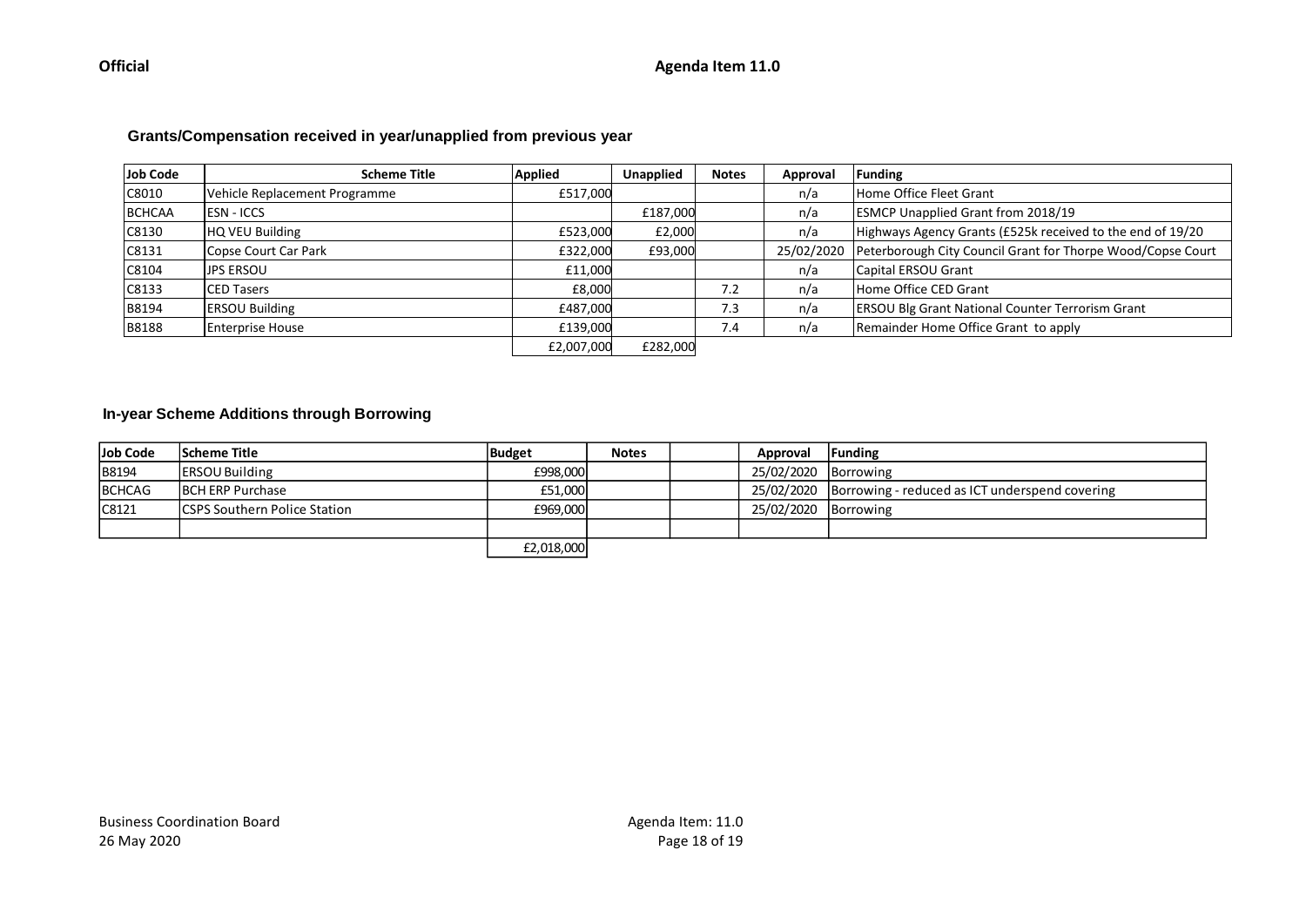## Grants/Compensation received in year/unapplied from previous year

| Job Code | Scheme Title | Applied | Unapplied | Notes | Approval | Funding |
|---|---|---|---|---|---|---|
| C8010 | Vehicle Replacement Programme | £517,000 | | | n/a | Home Office Fleet Grant |
| BCHCAA | ESN - ICCS | | £187,000 | | n/a | ESMCP Unapplied Grant from 2018/19 |
| C8130 | HQ VEU Building | £523,000 | £2,000 | | n/a | Highways Agency Grants (£525k received to the end of 19/20 |
| C8131 | Copse Court Car Park | £322,000 | £93,000 | | 25/02/2020 | Peterborough City Council Grant for Thorpe Wood/Copse Court |
| C8104 | JPS ERSOU | £11,000 | | | n/a | Capital ERSOU Grant |
| C8133 | CED Tasers | £8,000 | | 7.2 | n/a | Home Office CED Grant |
| B8194 | ERSOU Building | £487,000 | | 7.3 | n/a | ERSOU Blg Grant National Counter Terrorism Grant |
| B8188 | Enterprise House | £139,000 | | 7.4 | n/a | Remainder Home Office Grant to apply |
| | | £2,007,000 | £282,000 | | | |

## In-year Scheme Additions through Borrowing

| Job Code | Scheme Title | Budget | Notes | | Approval | Funding |
|---|---|---|---|---|---|---|
| B8194 | ERSOU Building | £998,000 | | | 25/02/2020 | Borrowing |
| BCHCAG | BCH ERP Purchase | £51,000 | | | 25/02/2020 | Borrowing - reduced as ICT underspend covering |
| C8121 | CSPS Southern Police Station | £969,000 | | | 25/02/2020 | Borrowing |
| | | | | | | |
| | | £2,018,000 | | | | |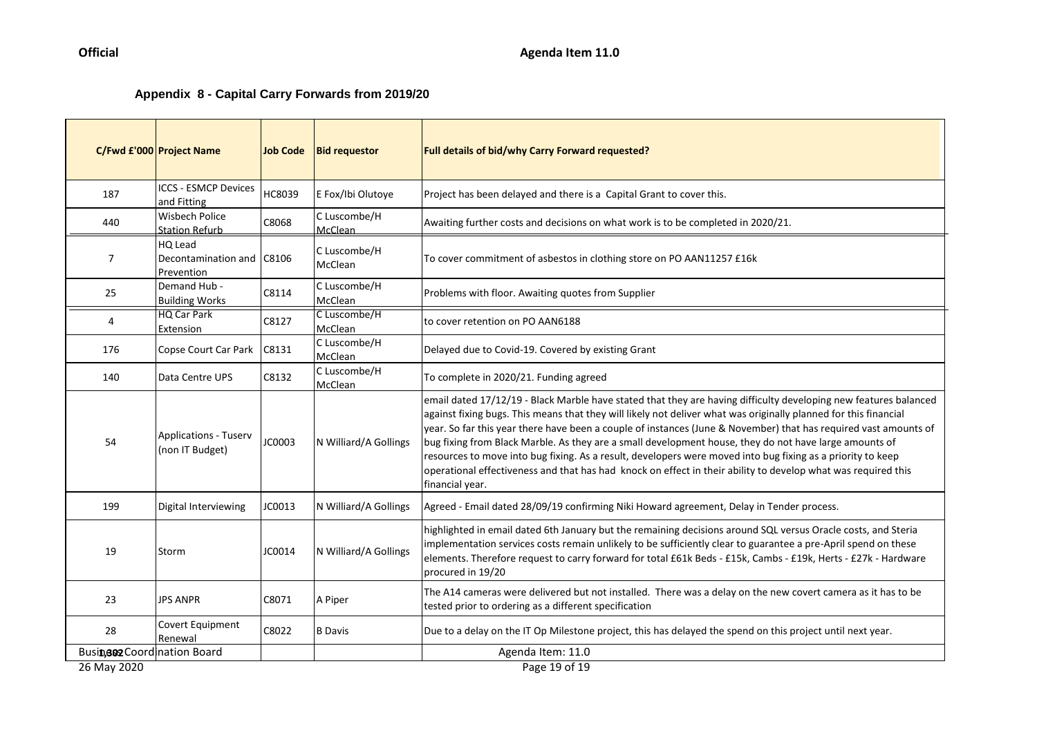**Official**

**Agenda Item 11.0**

## Appendix 8 - Capital Carry Forwards from 2019/20

| C/Fwd £'000 | Project Name | Job Code | Bid requestor | Full details of bid/why Carry Forward requested? |
|---|---|---|---|---|
| 187 | ICCS - ESMCP Devices and Fitting | HC8039 | E Fox/Ibi Olutoye | Project has been delayed and there is a Capital Grant to cover this. |
| 440 | Wisbech Police Station Refurb | C8068 | C Luscombe/H McClean | Awaiting further costs and decisions on what work is to be completed in 2020/21. |
| 7 | HQ Lead Decontamination and Prevention | C8106 | C Luscombe/H McClean | To cover commitment of asbestos in clothing store on PO AAN11257 £16k |
| 25 | Demand Hub - Building Works | C8114 | C Luscombe/H McClean | Problems with floor. Awaiting quotes from Supplier |
| 4 | HQ Car Park Extension | C8127 | C Luscombe/H McClean | to cover retention on PO AAN6188 |
| 176 | Copse Court Car Park | C8131 | C Luscombe/H McClean | Delayed due to Covid-19. Covered by existing Grant |
| 140 | Data Centre UPS | C8132 | C Luscombe/H McClean | To complete in 2020/21. Funding agreed |
| 54 | Applications - Tuserv (non IT Budget) | JC0003 | N Williard/A Gollings | email dated 17/12/19 - Black Marble have stated that they are having difficulty developing new features balanced against fixing bugs. This means that they will likely not deliver what was originally planned for this financial year. So far this year there have been a couple of instances (June & November) that has required vast amounts of bug fixing from Black Marble. As they are a small development house, they do not have large amounts of resources to move into bug fixing. As a result, developers were moved into bug fixing as a priority to keep operational effectiveness and that has had knock on effect in their ability to develop what was required this financial year. |
| 199 | Digital Interviewing | JC0013 | N Williard/A Gollings | Agreed - Email dated 28/09/19 confirming Niki Howard agreement, Delay in Tender process. |
| 19 | Storm | JC0014 | N Williard/A Gollings | highlighted in email dated 6th January but the remaining decisions around SQL versus Oracle costs, and Steria implementation services costs remain unlikely to be sufficiently clear to guarantee a pre-April spend on these elements. Therefore request to carry forward for total £61k Beds - £15k, Cambs - £19k, Herts - £27k - Hardware procured in 19/20 |
| 23 | JPS ANPR | C8071 | A Piper | The A14 cameras were delivered but not installed. There was a delay on the new covert camera as it has to be tested prior to ordering as a different specification |
| 28 | Covert Equipment Renewal | C8022 | B Davis | Due to a delay on the IT Op Milestone project, this has delayed the spend on this project until next year. |
| 1,302 | | | | |